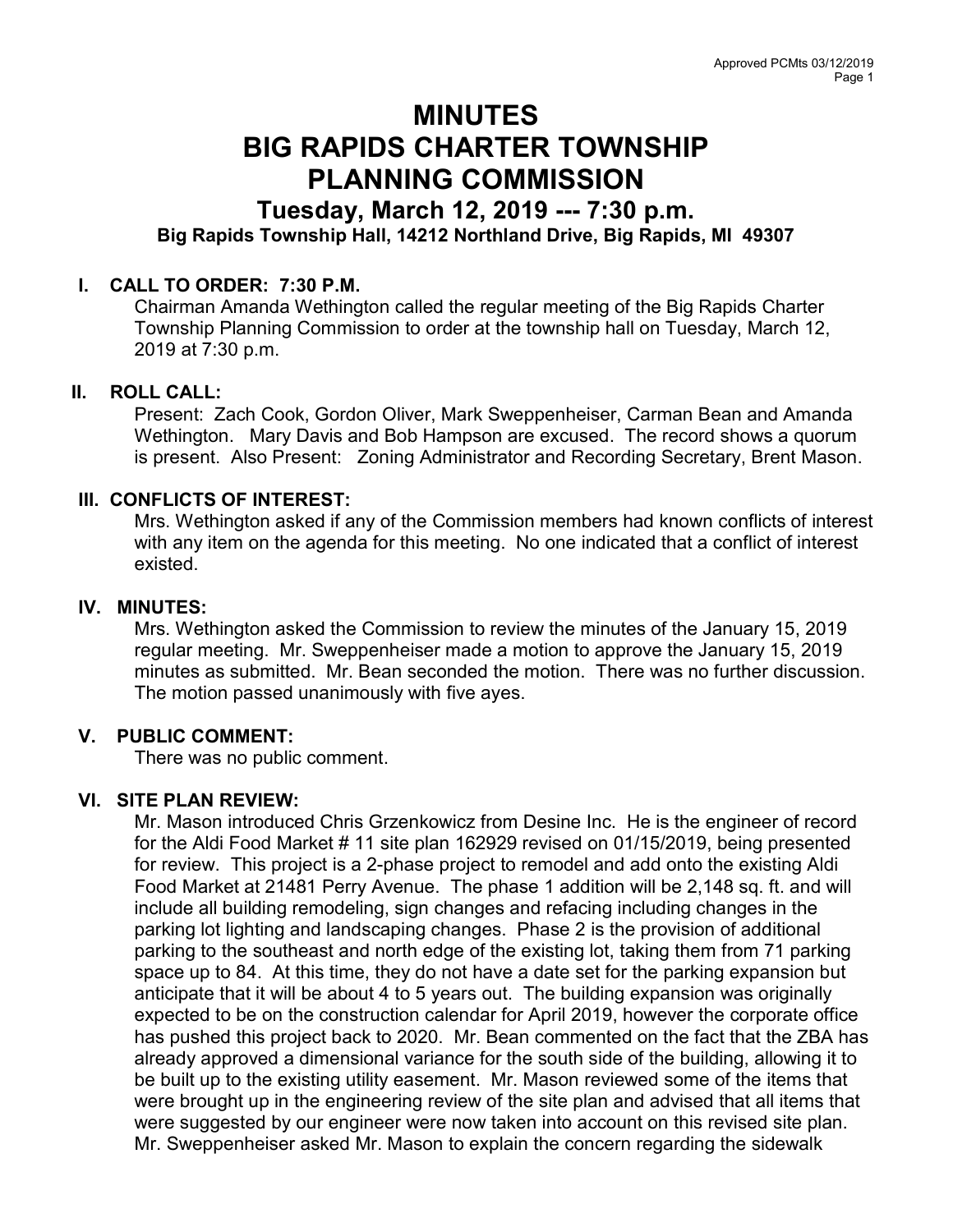# MINUTES
# BIG RAPIDS CHARTER TOWNSHIP
# PLANNING COMMISSION

## Tuesday, March 12, 2019 --- 7:30 p.m.

**Big Rapids Township Hall, 14212 Northland Drive, Big Rapids, MI 49307**

### I. CALL TO ORDER: 7:30 P.M.

Chairman Amanda Wethington called the regular meeting of the Big Rapids Charter Township Planning Commission to order at the township hall on Tuesday, March 12, 2019 at 7:30 p.m.

### II. ROLL CALL:

Present: Zach Cook, Gordon Oliver, Mark Sweppenheiser, Carman Bean and Amanda Wethington. Mary Davis and Bob Hampson are excused. The record shows a quorum is present. Also Present: Zoning Administrator and Recording Secretary, Brent Mason.

### III. CONFLICTS OF INTEREST:

Mrs. Wethington asked if any of the Commission members had known conflicts of interest with any item on the agenda for this meeting. No one indicated that a conflict of interest existed.

### IV. MINUTES:

Mrs. Wethington asked the Commission to review the minutes of the January 15, 2019 regular meeting. Mr. Sweppenheiser made a motion to approve the January 15, 2019 minutes as submitted. Mr. Bean seconded the motion. There was no further discussion. The motion passed unanimously with five ayes.

### V. PUBLIC COMMENT:

There was no public comment.

### VI. SITE PLAN REVIEW:

Mr. Mason introduced Chris Grzenkowicz from Desine Inc. He is the engineer of record for the Aldi Food Market # 11 site plan 162929 revised on 01/15/2019, being presented for review. This project is a 2-phase project to remodel and add onto the existing Aldi Food Market at 21481 Perry Avenue. The phase 1 addition will be 2,148 sq. ft. and will include all building remodeling, sign changes and refacing including changes in the parking lot lighting and landscaping changes. Phase 2 is the provision of additional parking to the southeast and north edge of the existing lot, taking them from 71 parking space up to 84. At this time, they do not have a date set for the parking expansion but anticipate that it will be about 4 to 5 years out. The building expansion was originally expected to be on the construction calendar for April 2019, however the corporate office has pushed this project back to 2020. Mr. Bean commented on the fact that the ZBA has already approved a dimensional variance for the south side of the building, allowing it to be built up to the existing utility easement. Mr. Mason reviewed some of the items that were brought up in the engineering review of the site plan and advised that all items that were suggested by our engineer were now taken into account on this revised site plan. Mr. Sweppenheiser asked Mr. Mason to explain the concern regarding the sidewalk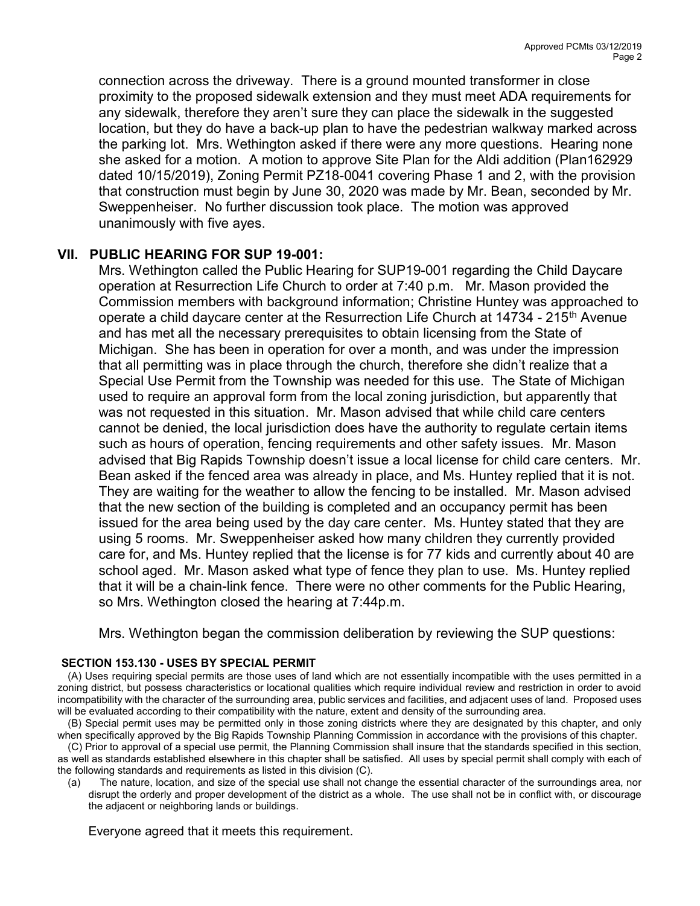connection across the driveway. There is a ground mounted transformer in close proximity to the proposed sidewalk extension and they must meet ADA requirements for any sidewalk, therefore they aren't sure they can place the sidewalk in the suggested location, but they do have a back-up plan to have the pedestrian walkway marked across the parking lot. Mrs. Wethington asked if there were any more questions. Hearing none she asked for a motion. A motion to approve Site Plan for the Aldi addition (Plan162929 dated 10/15/2019), Zoning Permit PZ18-0041 covering Phase 1 and 2, with the provision that construction must begin by June 30, 2020 was made by Mr. Bean, seconded by Mr. Sweppenheiser. No further discussion took place. The motion was approved unanimously with five ayes.

## VII. PUBLIC HEARING FOR SUP 19-001:

Mrs. Wethington called the Public Hearing for SUP19-001 regarding the Child Daycare operation at Resurrection Life Church to order at 7:40 p.m. Mr. Mason provided the Commission members with background information; Christine Huntey was approached to operate a child daycare center at the Resurrection Life Church at 14734 - 215th Avenue and has met all the necessary prerequisites to obtain licensing from the State of Michigan. She has been in operation for over a month, and was under the impression that all permitting was in place through the church, therefore she didn't realize that a Special Use Permit from the Township was needed for this use. The State of Michigan used to require an approval form from the local zoning jurisdiction, but apparently that was not requested in this situation. Mr. Mason advised that while child care centers cannot be denied, the local jurisdiction does have the authority to regulate certain items such as hours of operation, fencing requirements and other safety issues. Mr. Mason advised that Big Rapids Township doesn't issue a local license for child care centers. Mr. Bean asked if the fenced area was already in place, and Ms. Huntey replied that it is not. They are waiting for the weather to allow the fencing to be installed. Mr. Mason advised that the new section of the building is completed and an occupancy permit has been issued for the area being used by the day care center. Ms. Huntey stated that they are using 5 rooms. Mr. Sweppenheiser asked how many children they currently provided care for, and Ms. Huntey replied that the license is for 77 kids and currently about 40 are school aged. Mr. Mason asked what type of fence they plan to use. Ms. Huntey replied that it will be a chain-link fence. There were no other comments for the Public Hearing, so Mrs. Wethington closed the hearing at 7:44p.m.

Mrs. Wethington began the commission deliberation by reviewing the SUP questions:

**SECTION 153.130 - USES BY SPECIAL PERMIT**

(A) Uses requiring special permits are those uses of land which are not essentially incompatible with the uses permitted in a zoning district, but possess characteristics or locational qualities which require individual review and restriction in order to avoid incompatibility with the character of the surrounding area, public services and facilities, and adjacent uses of land. Proposed uses will be evaluated according to their compatibility with the nature, extent and density of the surrounding area.

(B) Special permit uses may be permitted only in those zoning districts where they are designated by this chapter, and only when specifically approved by the Big Rapids Township Planning Commission in accordance with the provisions of this chapter.

(C) Prior to approval of a special use permit, the Planning Commission shall insure that the standards specified in this section, as well as standards established elsewhere in this chapter shall be satisfied. All uses by special permit shall comply with each of the following standards and requirements as listed in this division (C).

(a) The nature, location, and size of the special use shall not change the essential character of the surroundings area, nor disrupt the orderly and proper development of the district as a whole. The use shall not be in conflict with, or discourage the adjacent or neighboring lands or buildings.

Everyone agreed that it meets this requirement.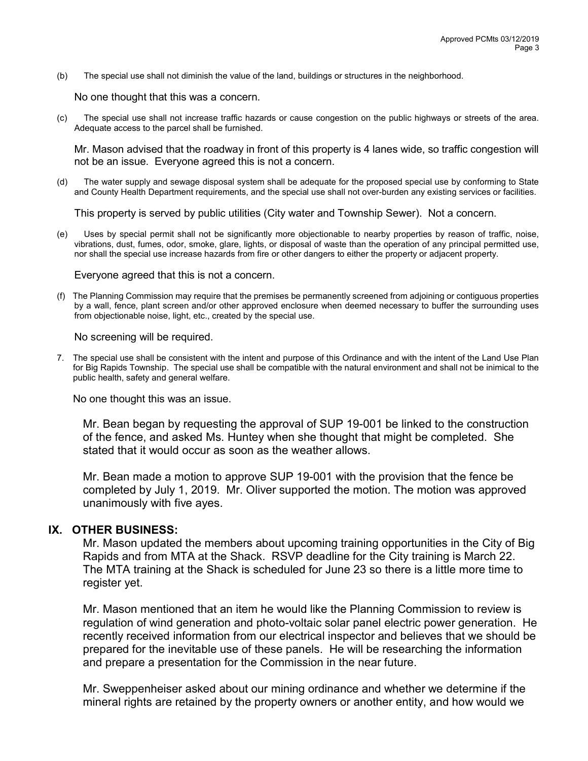(b) The special use shall not diminish the value of the land, buildings or structures in the neighborhood.

No one thought that this was a concern.

(c) The special use shall not increase traffic hazards or cause congestion on the public highways or streets of the area. Adequate access to the parcel shall be furnished.

Mr. Mason advised that the roadway in front of this property is 4 lanes wide, so traffic congestion will not be an issue. Everyone agreed this is not a concern.

(d) The water supply and sewage disposal system shall be adequate for the proposed special use by conforming to State and County Health Department requirements, and the special use shall not over-burden any existing services or facilities.

This property is served by public utilities (City water and Township Sewer). Not a concern.

(e) Uses by special permit shall not be significantly more objectionable to nearby properties by reason of traffic, noise, vibrations, dust, fumes, odor, smoke, glare, lights, or disposal of waste than the operation of any principal permitted use, nor shall the special use increase hazards from fire or other dangers to either the property or adjacent property.

Everyone agreed that this is not a concern.

(f) The Planning Commission may require that the premises be permanently screened from adjoining or contiguous properties by a wall, fence, plant screen and/or other approved enclosure when deemed necessary to buffer the surrounding uses from objectionable noise, light, etc., created by the special use.

No screening will be required.

7. The special use shall be consistent with the intent and purpose of this Ordinance and with the intent of the Land Use Plan for Big Rapids Township. The special use shall be compatible with the natural environment and shall not be inimical to the public health, safety and general welfare.

No one thought this was an issue.

Mr. Bean began by requesting the approval of SUP 19-001 be linked to the construction of the fence, and asked Ms. Huntey when she thought that might be completed. She stated that it would occur as soon as the weather allows.

Mr. Bean made a motion to approve SUP 19-001 with the provision that the fence be completed by July 1, 2019. Mr. Oliver supported the motion. The motion was approved unanimously with five ayes.

## IX. OTHER BUSINESS:

Mr. Mason updated the members about upcoming training opportunities in the City of Big Rapids and from MTA at the Shack. RSVP deadline for the City training is March 22. The MTA training at the Shack is scheduled for June 23 so there is a little more time to register yet.

Mr. Mason mentioned that an item he would like the Planning Commission to review is regulation of wind generation and photo-voltaic solar panel electric power generation. He recently received information from our electrical inspector and believes that we should be prepared for the inevitable use of these panels. He will be researching the information and prepare a presentation for the Commission in the near future.

Mr. Sweppenheiser asked about our mining ordinance and whether we determine if the mineral rights are retained by the property owners or another entity, and how would we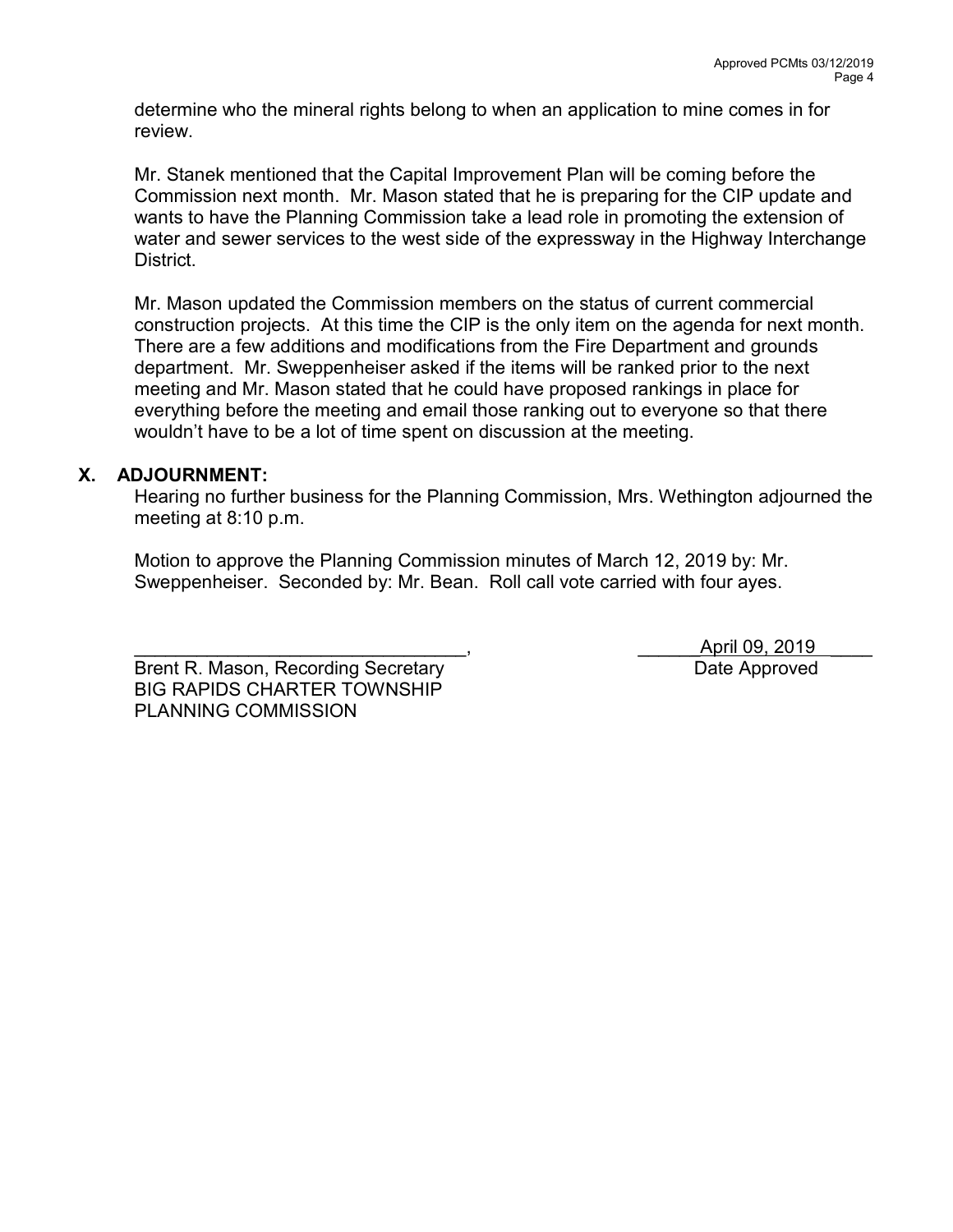determine who the mineral rights belong to when an application to mine comes in for review.

Mr. Stanek mentioned that the Capital Improvement Plan will be coming before the Commission next month. Mr. Mason stated that he is preparing for the CIP update and wants to have the Planning Commission take a lead role in promoting the extension of water and sewer services to the west side of the expressway in the Highway Interchange District.

Mr. Mason updated the Commission members on the status of current commercial construction projects. At this time the CIP is the only item on the agenda for next month. There are a few additions and modifications from the Fire Department and grounds department. Mr. Sweppenheiser asked if the items will be ranked prior to the next meeting and Mr. Mason stated that he could have proposed rankings in place for everything before the meeting and email those ranking out to everyone so that there wouldn't have to be a lot of time spent on discussion at the meeting.

## X. ADJOURNMENT:

Hearing no further business for the Planning Commission, Mrs. Wethington adjourned the meeting at 8:10 p.m.

Motion to approve the Planning Commission minutes of March 12, 2019 by: Mr. Sweppenheiser. Seconded by: Mr. Bean. Roll call vote carried with four ayes.

________________________________, April 09, 2019

Brent R. Mason, Recording Secretary Date Approved
BIG RAPIDS CHARTER TOWNSHIP
PLANNING COMMISSION